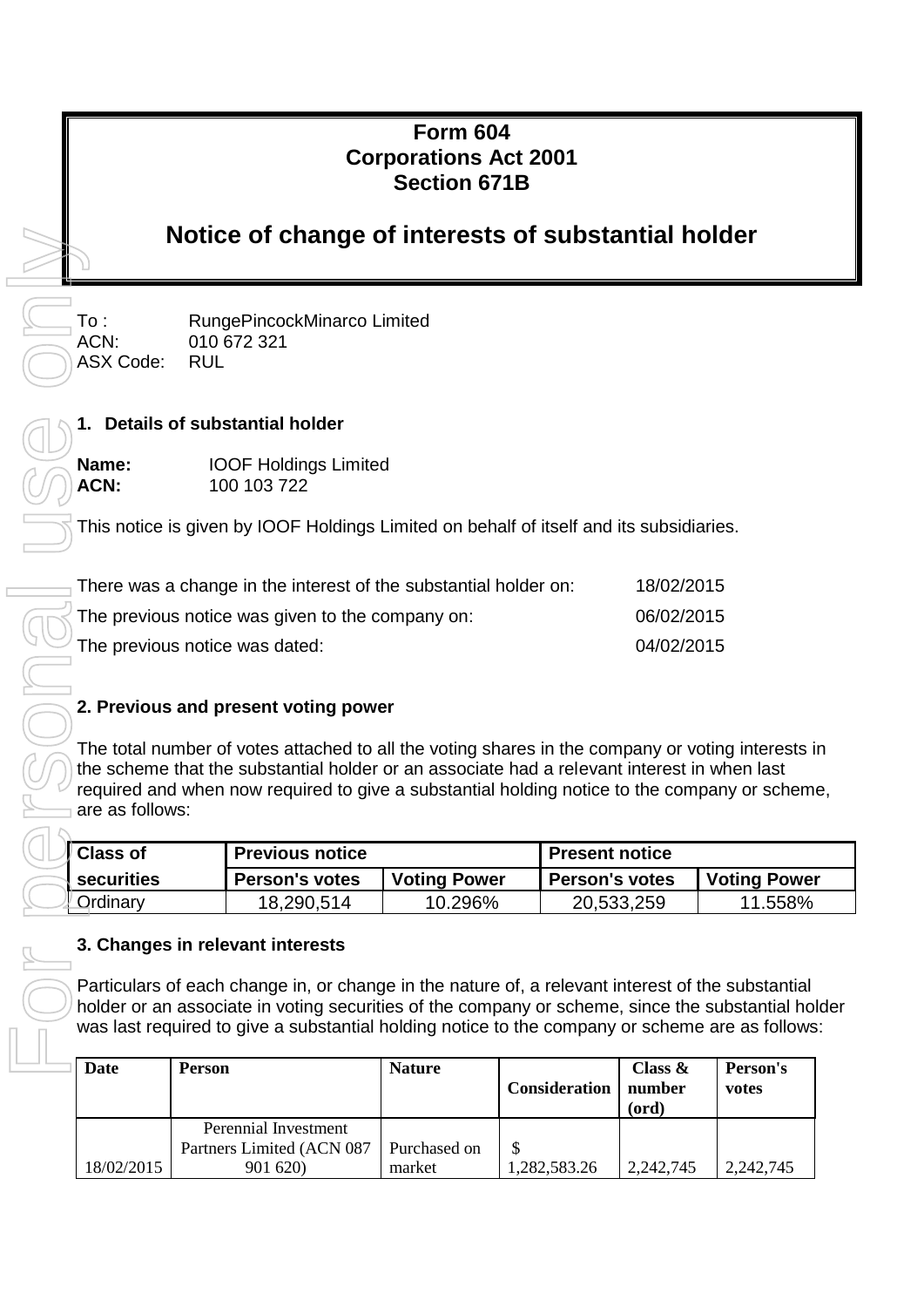# Form 604
# Corporations Act 2001
# Section 671B

## Notice of change of interests of substantial holder

To : RungePincockMinarco Limited
ACN: 010 672 321
ASX Code: RUL

### 1. Details of substantial holder

**Name:** IOOF Holdings Limited
**ACN:** 100 103 722

This notice is given by IOOF Holdings Limited on behalf of itself and its subsidiaries.

There was a change in the interest of the substantial holder on: 18/02/2015
The previous notice was given to the company on: 06/02/2015
The previous notice was dated: 04/02/2015

### 2. Previous and present voting power

The total number of votes attached to all the voting shares in the company or voting interests in the scheme that the substantial holder or an associate had a relevant interest in when last required and when now required to give a substantial holding notice to the company or scheme, are as follows:

| Class of securities | Previous notice | | Present notice | |
|---|---|---|---|---|
| | Person's votes | Voting Power | Person's votes | Voting Power |
| Ordinary | 18,290,514 | 10.296% | 20,533,259 | 11.558% |

### 3. Changes in relevant interests

Particulars of each change in, or change in the nature of, a relevant interest of the substantial holder or an associate in voting securities of the company or scheme, since the substantial holder was last required to give a substantial holding notice to the company or scheme are as follows:

| Date | Person | Nature | Consideration | Class & number (ord) | Person's votes |
|---|---|---|---|---|---|
| 18/02/2015 | Perennial Investment Partners Limited (ACN 087 901 620) | Purchased on market | $ 1,282,583.26 | 2,242,745 | 2,242,745 |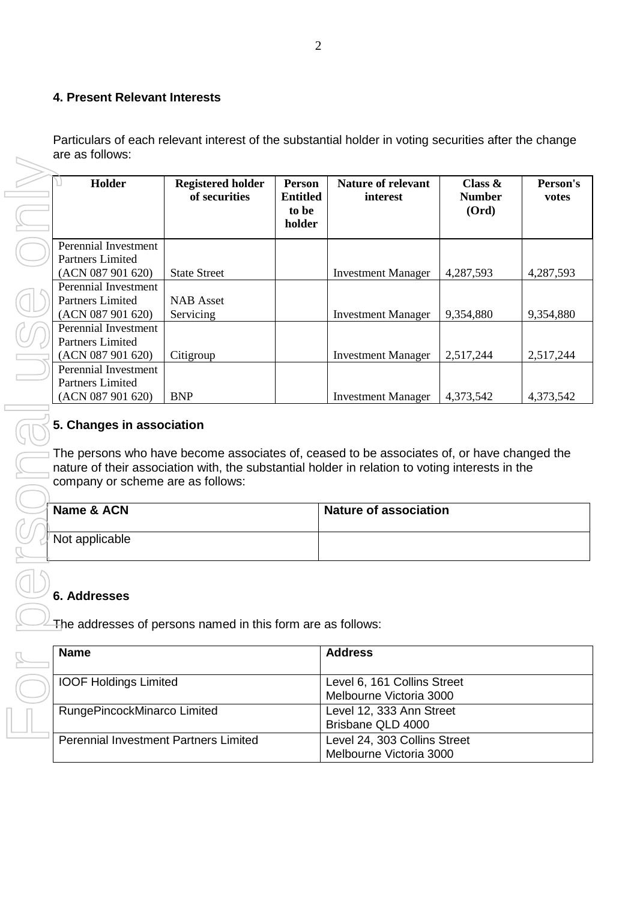## 4. Present Relevant Interests

Particulars of each relevant interest of the substantial holder in voting securities after the change are as follows:

| Holder | Registered holder of securities | Person Entitled to be holder | Nature of relevant interest | Class & Number (Ord) | Person's votes |
|---|---|---|---|---|---|
| Perennial Investment Partners Limited (ACN 087 901 620) | State Street | | Investment Manager | 4,287,593 | 4,287,593 |
| Perennial Investment Partners Limited (ACN 087 901 620) | NAB Asset Servicing | | Investment Manager | 9,354,880 | 9,354,880 |
| Perennial Investment Partners Limited (ACN 087 901 620) | Citigroup | | Investment Manager | 2,517,244 | 2,517,244 |
| Perennial Investment Partners Limited (ACN 087 901 620) | BNP | | Investment Manager | 4,373,542 | 4,373,542 |

## 5. Changes in association

The persons who have become associates of, ceased to be associates of, or have changed the nature of their association with, the substantial holder in relation to voting interests in the company or scheme are as follows:

| Name & ACN | Nature of association |
|---|---|
| Not applicable | |

## 6. Addresses

The addresses of persons named in this form are as follows:

| Name | Address |
|---|---|
| IOOF Holdings Limited | Level 6, 161 Collins Street Melbourne Victoria 3000 |
| RungePincockMinarco Limited | Level 12, 333 Ann Street Brisbane QLD 4000 |
| Perennial Investment Partners Limited | Level 24, 303 Collins Street Melbourne Victoria 3000 |